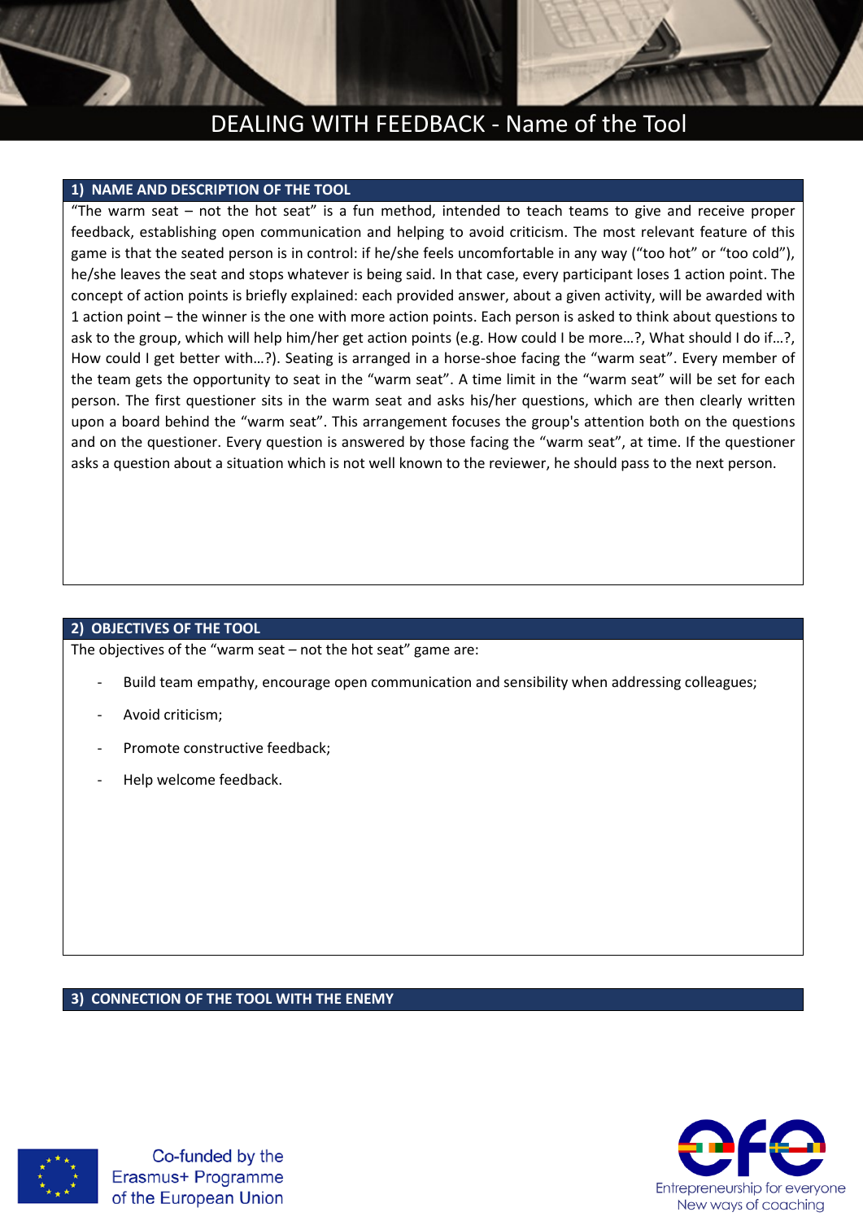# DEALING WITH FEEDBACK - Name of the Tool

## 1) NAME AND DESCRIPTION OF THE TOOL

"The warm seat – not the hot seat" is a fun method, intended to teach teams to give and receive proper feedback, establishing open communication and helping to avoid criticism. The most relevant feature of this game is that the seated person is in control: if he/she feels uncomfortable in any way ("too hot" or "too cold"), he/she leaves the seat and stops whatever is being said. In that case, every participant loses 1 action point. The concept of action points is briefly explained: each provided answer, about a given activity, will be awarded with 1 action point – the winner is the one with more action points. Each person is asked to think about questions to ask to the group, which will help him/her get action points (e.g. How could I be more…?, What should I do if…?, How could I get better with…?). Seating is arranged in a horse-shoe facing the "warm seat". Every member of the team gets the opportunity to seat in the "warm seat". A time limit in the "warm seat" will be set for each person. The first questioner sits in the warm seat and asks his/her questions, which are then clearly written upon a board behind the "warm seat". This arrangement focuses the group's attention both on the questions and on the questioner. Every question is answered by those facing the "warm seat", at time. If the questioner asks a question about a situation which is not well known to the reviewer, he should pass to the next person.

## 2) OBJECTIVES OF THE TOOL

The objectives of the "warm seat – not the hot seat" game are:

- Build team empathy, encourage open communication and sensibility when addressing colleagues;
- Avoid criticism;
- Promote constructive feedback;
- Help welcome feedback.

## 3) CONNECTION OF THE TOOL WITH THE ENEMY

Co-funded by the Erasmus+ Programme of the European Union

efe Entrepreneurship for everyone New ways of coaching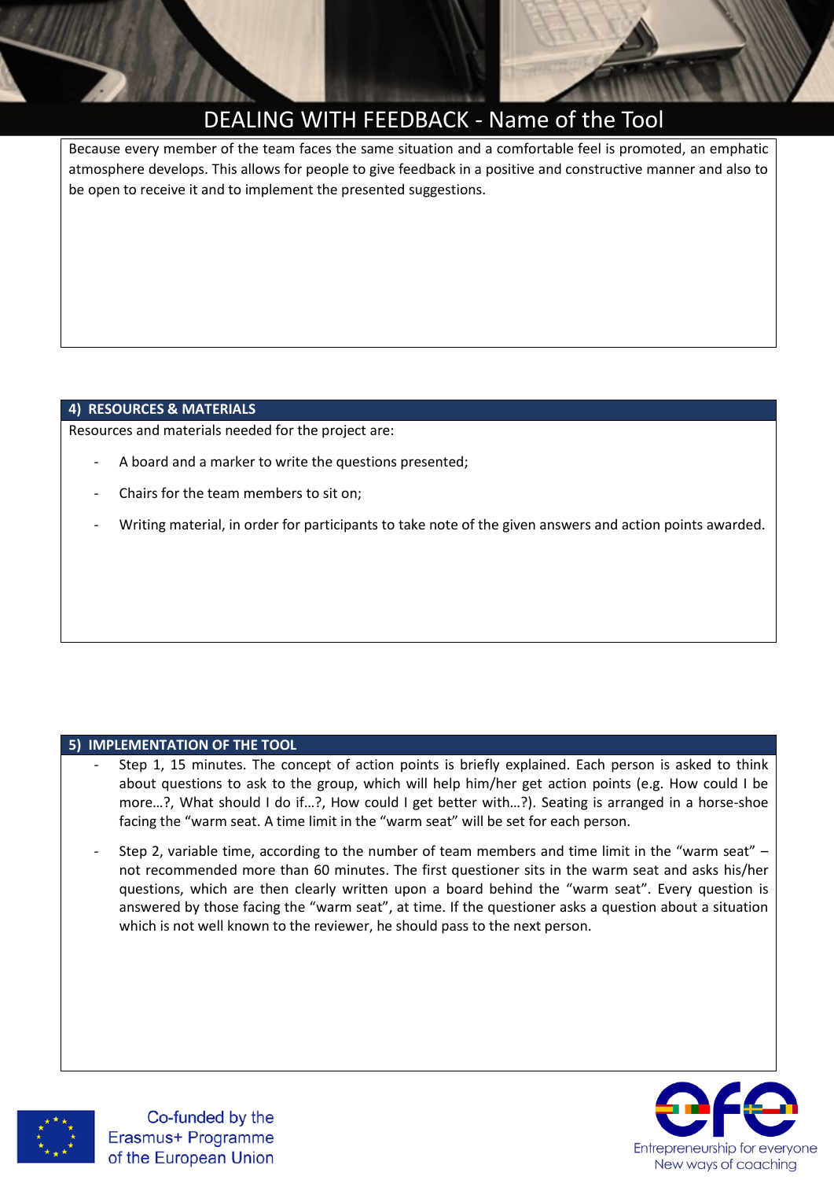Because every member of the team faces the same situation and a comfortable feel is promoted, an emphatic atmosphere develops. This allows for people to give feedback in a positive and constructive manner and also to be open to receive it and to implement the presented suggestions.

## 4) RESOURCES & MATERIALS

Resources and materials needed for the project are:

- A board and a marker to write the questions presented;
- Chairs for the team members to sit on;
- Writing material, in order for participants to take note of the given answers and action points awarded.

## 5) IMPLEMENTATION OF THE TOOL

- Step 1, 15 minutes. The concept of action points is briefly explained. Each person is asked to think about questions to ask to the group, which will help him/her get action points (e.g. How could I be more…?, What should I do if…?, How could I get better with…?). Seating is arranged in a horse-shoe facing the "warm seat. A time limit in the "warm seat" will be set for each person.
- Step 2, variable time, according to the number of team members and time limit in the "warm seat" – not recommended more than 60 minutes. The first questioner sits in the warm seat and asks his/her questions, which are then clearly written upon a board behind the "warm seat". Every question is answered by those facing the "warm seat", at time. If the questioner asks a question about a situation which is not well known to the reviewer, he should pass to the next person.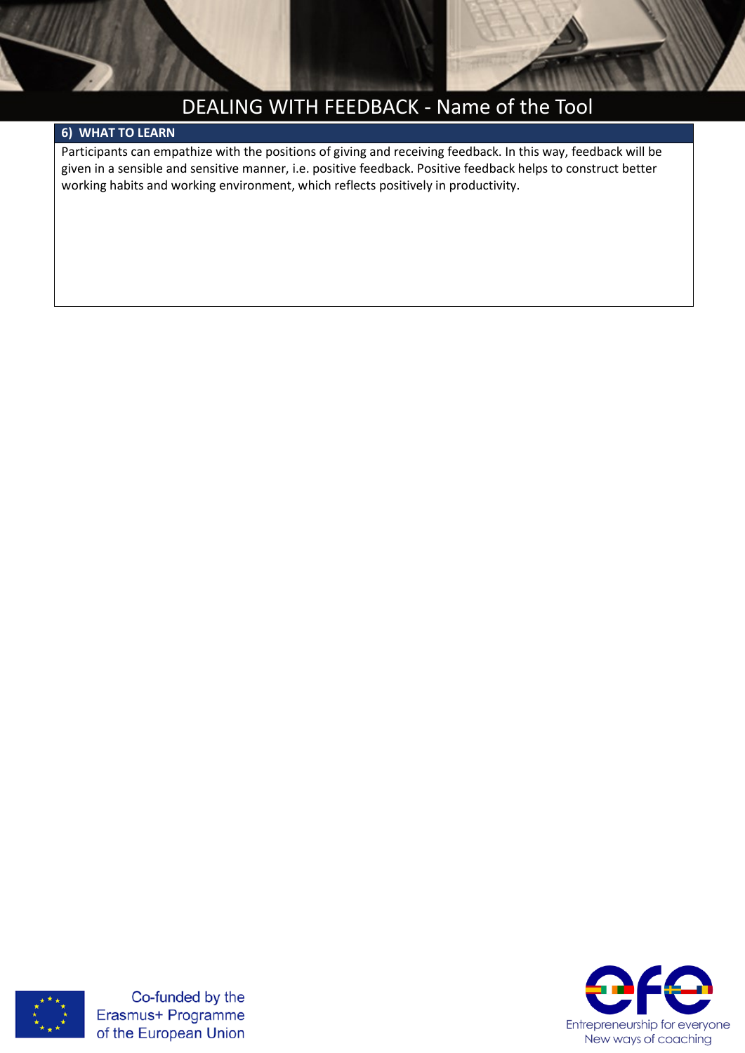## 6) WHAT TO LEARN

Participants can empathize with the positions of giving and receiving feedback. In this way, feedback will be given in a sensible and sensitive manner, i.e. positive feedback. Positive feedback helps to construct better working habits and working environment, which reflects positively in productivity.